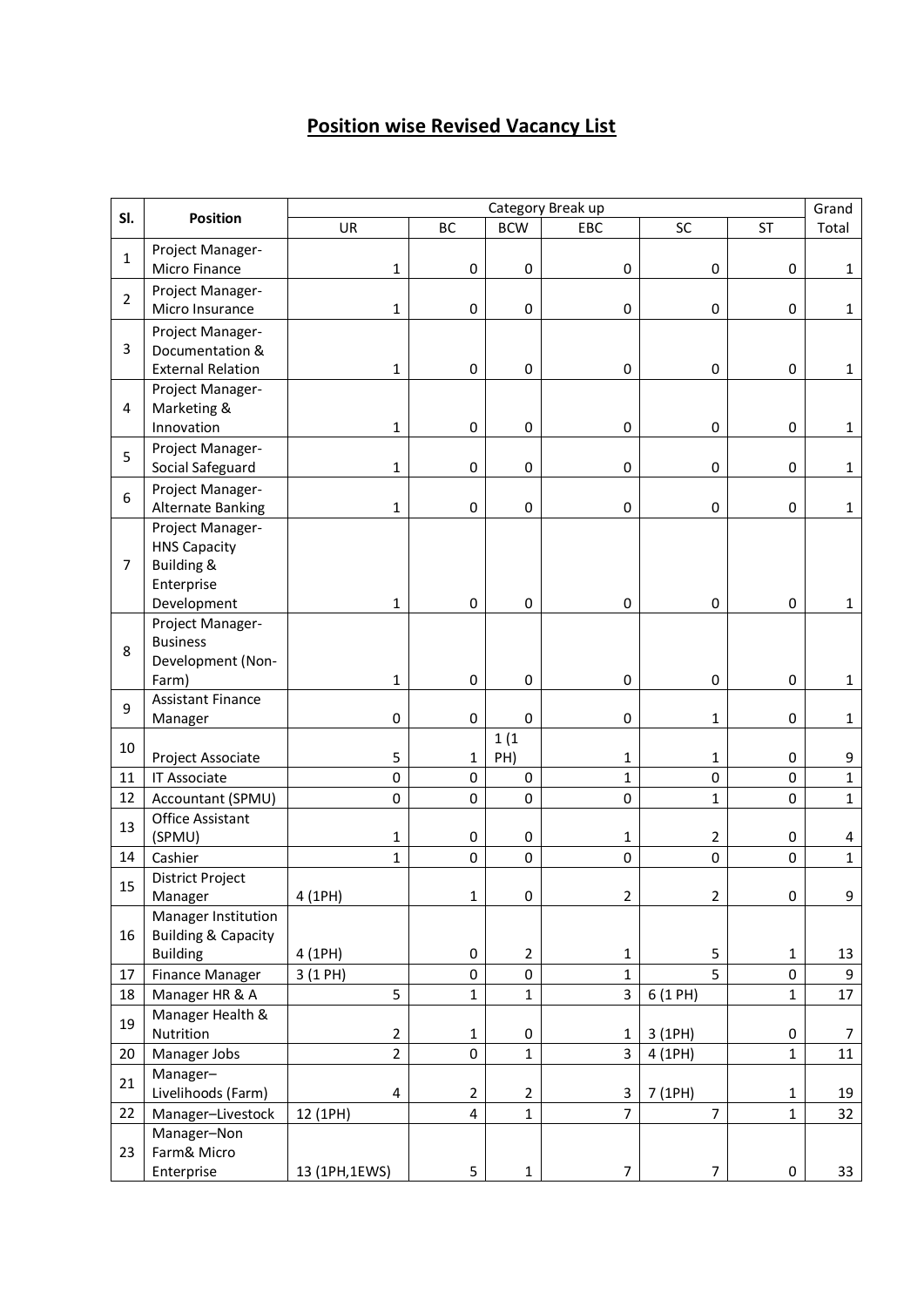# Position wise Revised Vacancy List

| Sl. | Position | Category Break up | | | | | | Grand Total |
|---|---|---|---|---|---|---|---|---|
| | | UR | BC | BCW | EBC | SC | ST | |
| 1 | Project Manager-Micro Finance | 1 | 0 | 0 | 0 | 0 | 0 | 1 |
| 2 | Project Manager-Micro Insurance | 1 | 0 | 0 | 0 | 0 | 0 | 1 |
| 3 | Project Manager-Documentation & External Relation | 1 | 0 | 0 | 0 | 0 | 0 | 1 |
| 4 | Project Manager-Marketing & Innovation | 1 | 0 | 0 | 0 | 0 | 0 | 1 |
| 5 | Project Manager-Social Safeguard | 1 | 0 | 0 | 0 | 0 | 0 | 1 |
| 6 | Project Manager-Alternate Banking | 1 | 0 | 0 | 0 | 0 | 0 | 1 |
| 7 | Project Manager-HNS Capacity Building & Enterprise Development | 1 | 0 | 0 | 0 | 0 | 0 | 1 |
| 8 | Project Manager-Business Development (Non-Farm) | 1 | 0 | 0 | 0 | 0 | 0 | 1 |
| 9 | Assistant Finance Manager | 0 | 0 | 0 | 0 | 1 | 0 | 1 |
| 10 | Project Associate | 5 | 1 | 1 (1 PH) | 1 | 1 | 0 | 9 |
| 11 | IT Associate | 0 | 0 | 0 | 1 | 0 | 0 | 1 |
| 12 | Accountant (SPMU) | 0 | 0 | 0 | 0 | 1 | 0 | 1 |
| 13 | Office Assistant (SPMU) | 1 | 0 | 0 | 1 | 2 | 0 | 4 |
| 14 | Cashier | 1 | 0 | 0 | 0 | 0 | 0 | 1 |
| 15 | District Project Manager | 4 (1PH) | 1 | 0 | 2 | 2 | 0 | 9 |
| 16 | Manager Institution Building & Capacity Building | 4 (1PH) | 0 | 2 | 1 | 5 | 1 | 13 |
| 17 | Finance Manager | 3 (1 PH) | 0 | 0 | 1 | 5 | 0 | 9 |
| 18 | Manager HR & A | 5 | 1 | 1 | 3 | 6 (1 PH) | 1 | 17 |
| 19 | Manager Health & Nutrition | 2 | 1 | 0 | 1 | 3 (1PH) | 0 | 7 |
| 20 | Manager Jobs | 2 | 0 | 1 | 3 | 4 (1PH) | 1 | 11 |
| 21 | Manager–Livelihoods (Farm) | 4 | 2 | 2 | 3 | 7 (1PH) | 1 | 19 |
| 22 | Manager–Livestock | 12 (1PH) | 4 | 1 | 7 | 7 | 1 | 32 |
| 23 | Manager–Non Farm& Micro Enterprise | 13 (1PH,1EWS) | 5 | 1 | 7 | 7 | 0 | 33 |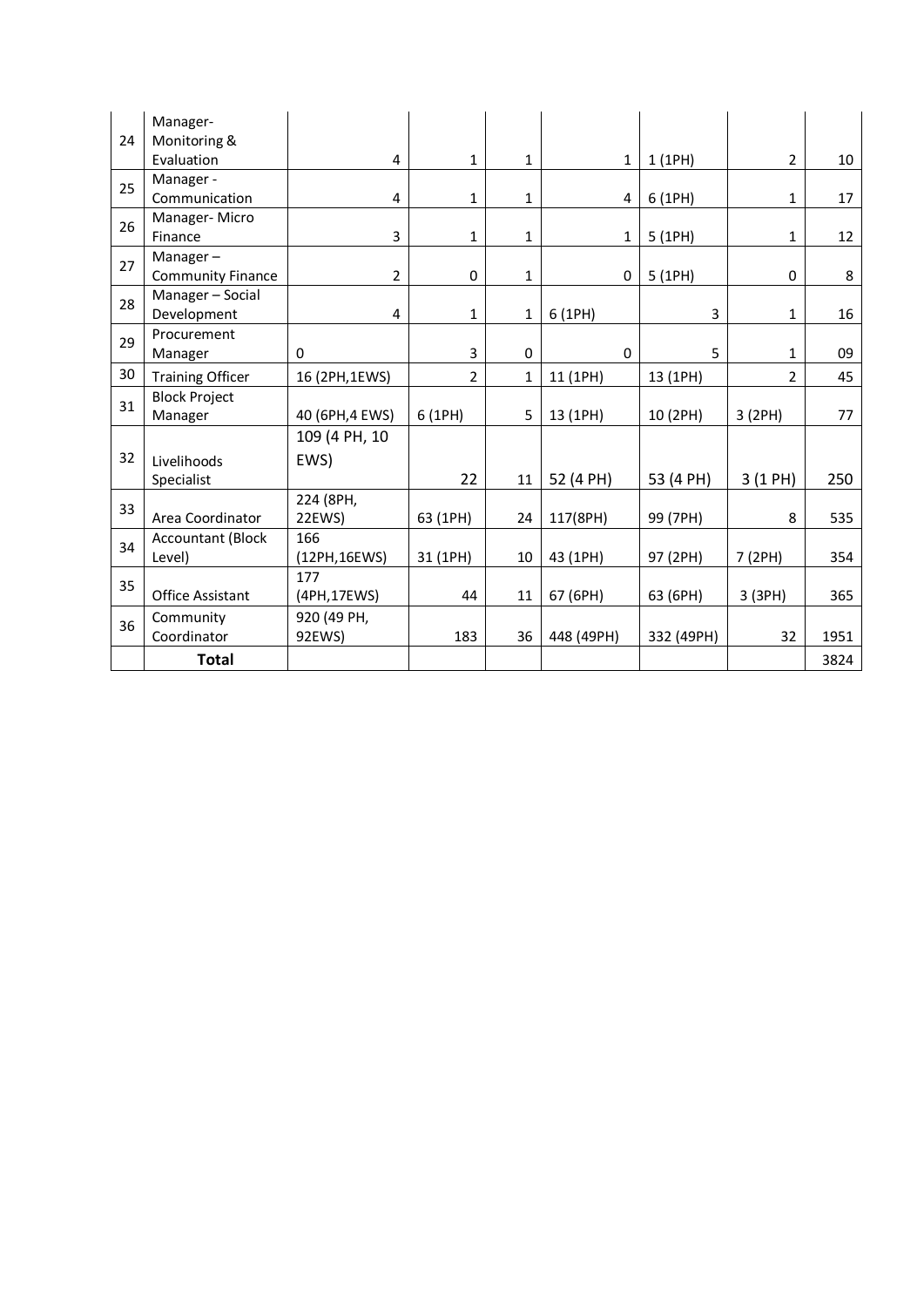| | | | | | | | | |
|---|---|---|---|---|---|---|---|---|
| 24 | Manager- Monitoring & Evaluation | 4 | 1 | 1 | 1 | 1 (1PH) | 2 | 10 |
| 25 | Manager - Communication | 4 | 1 | 1 | 4 | 6 (1PH) | 1 | 17 |
| 26 | Manager- Micro Finance | 3 | 1 | 1 | 1 | 5 (1PH) | 1 | 12 |
| 27 | Manager – Community Finance | 2 | 0 | 1 | 0 | 5 (1PH) | 0 | 8 |
| 28 | Manager – Social Development | 4 | 1 | 1 | 6 (1PH) | 3 | 1 | 16 |
| 29 | Procurement Manager | 0 | 3 | 0 | 0 | 5 | 1 | 09 |
| 30 | Training Officer | 16 (2PH,1EWS) | 2 | 1 | 11 (1PH) | 13 (1PH) | 2 | 45 |
| 31 | Block Project Manager | 40 (6PH,4 EWS) | 6 (1PH) | 5 | 13 (1PH) | 10 (2PH) | 3 (2PH) | 77 |
| 32 | Livelihoods Specialist | 109 (4 PH, 10 EWS) | 22 | 11 | 52 (4 PH) | 53 (4 PH) | 3 (1 PH) | 250 |
| 33 | Area Coordinator | 224 (8PH, 22EWS) | 63 (1PH) | 24 | 117(8PH) | 99 (7PH) | 8 | 535 |
| 34 | Accountant (Block Level) | 166 (12PH,16EWS) | 31 (1PH) | 10 | 43 (1PH) | 97 (2PH) | 7 (2PH) | 354 |
| 35 | Office Assistant | 177 (4PH,17EWS) | 44 | 11 | 67 (6PH) | 63 (6PH) | 3 (3PH) | 365 |
| 36 | Community Coordinator | 920 (49 PH, 92EWS) | 183 | 36 | 448 (49PH) | 332 (49PH) | 32 | 1951 |
| | **Total** | | | | | | | 3824 |